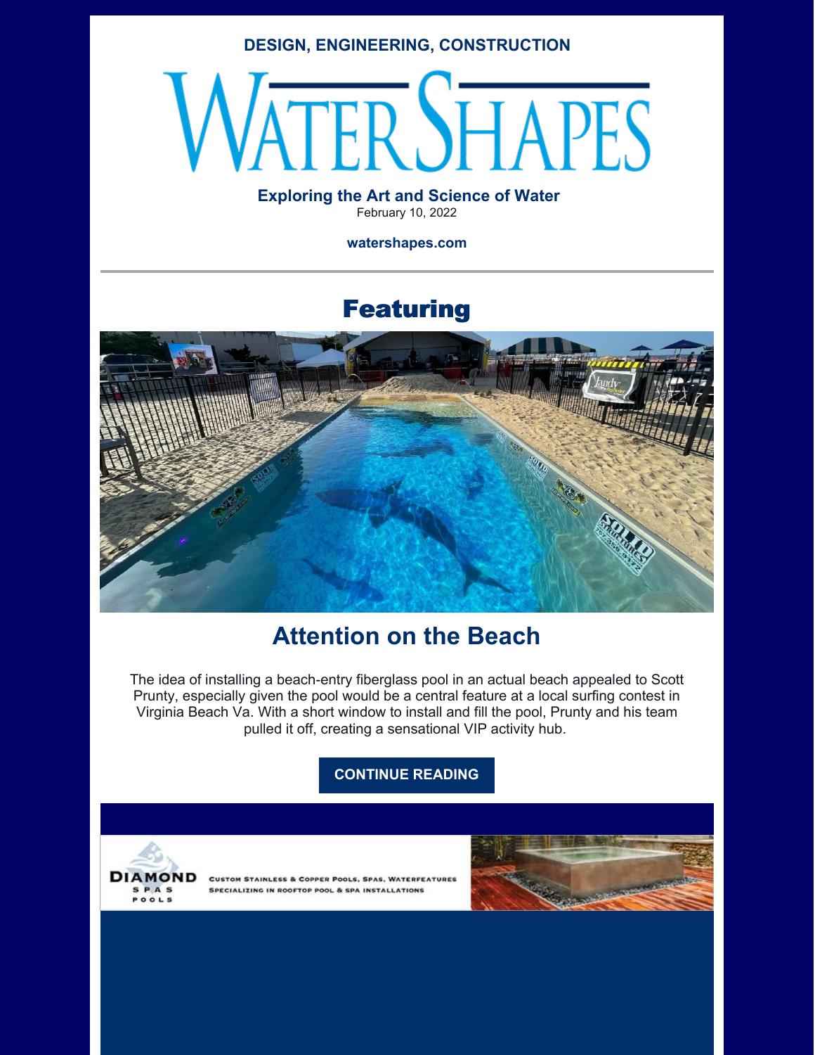DESIGN, ENGINEERING, CONSTRUCTION

# WaterShapes

**Exploring the Art and Science of Water**

February 10, 2022

**watershapes.com**

## Featuring

## Attention on the Beach

The idea of installing a beach-entry fiberglass pool in an actual beach appealed to Scott Prunty, especially given the pool would be a central feature at a local surfing contest in Virginia Beach Va. With a short window to install and fill the pool, Prunty and his team pulled it off, creating a sensational VIP activity hub.

**CONTINUE READING**

DIAMOND SPAS POOLS

Custom Stainless & Copper Pools, Spas, Waterfeatures

Specializing in Rooftop Pool & Spa Installations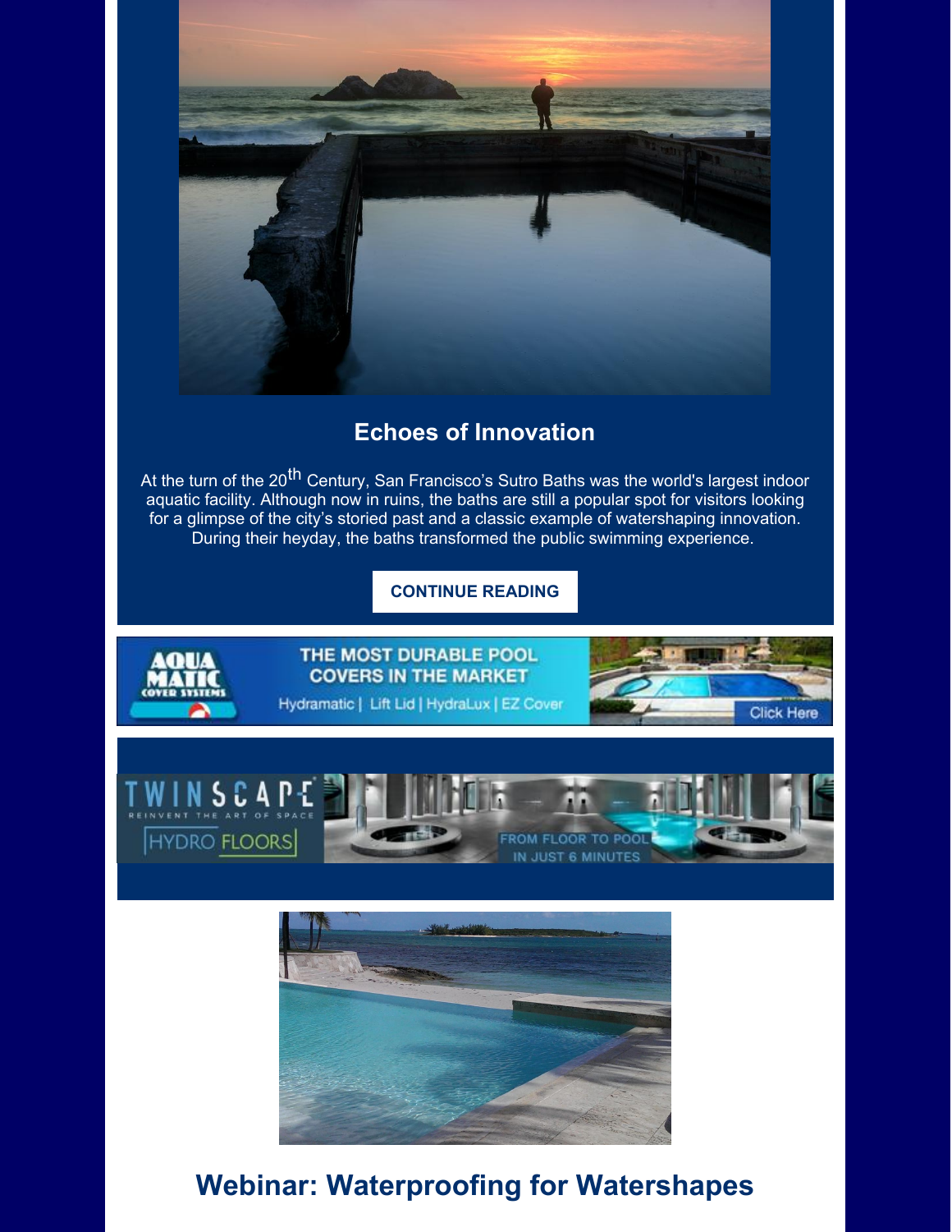## Echoes of Innovation

At the turn of the 20th Century, San Francisco's Sutro Baths was the world's largest indoor aquatic facility. Although now in ruins, the baths are still a popular spot for visitors looking for a glimpse of the city's storied past and a classic example of watershaping innovation. During their heyday, the baths transformed the public swimming experience.

CONTINUE READING

AQUA MATIC COVER SYSTEMS

THE MOST DURABLE POOL COVERS IN THE MARKET

Hydramatic | Lift Lid | HydraLux | EZ Cover

Click Here

TWINSCAPE REINVENT THE ART OF SPACE

HYDRO FLOORS

FROM FLOOR TO POOL IN JUST 6 MINUTES

## Webinar: Waterproofing for Watershapes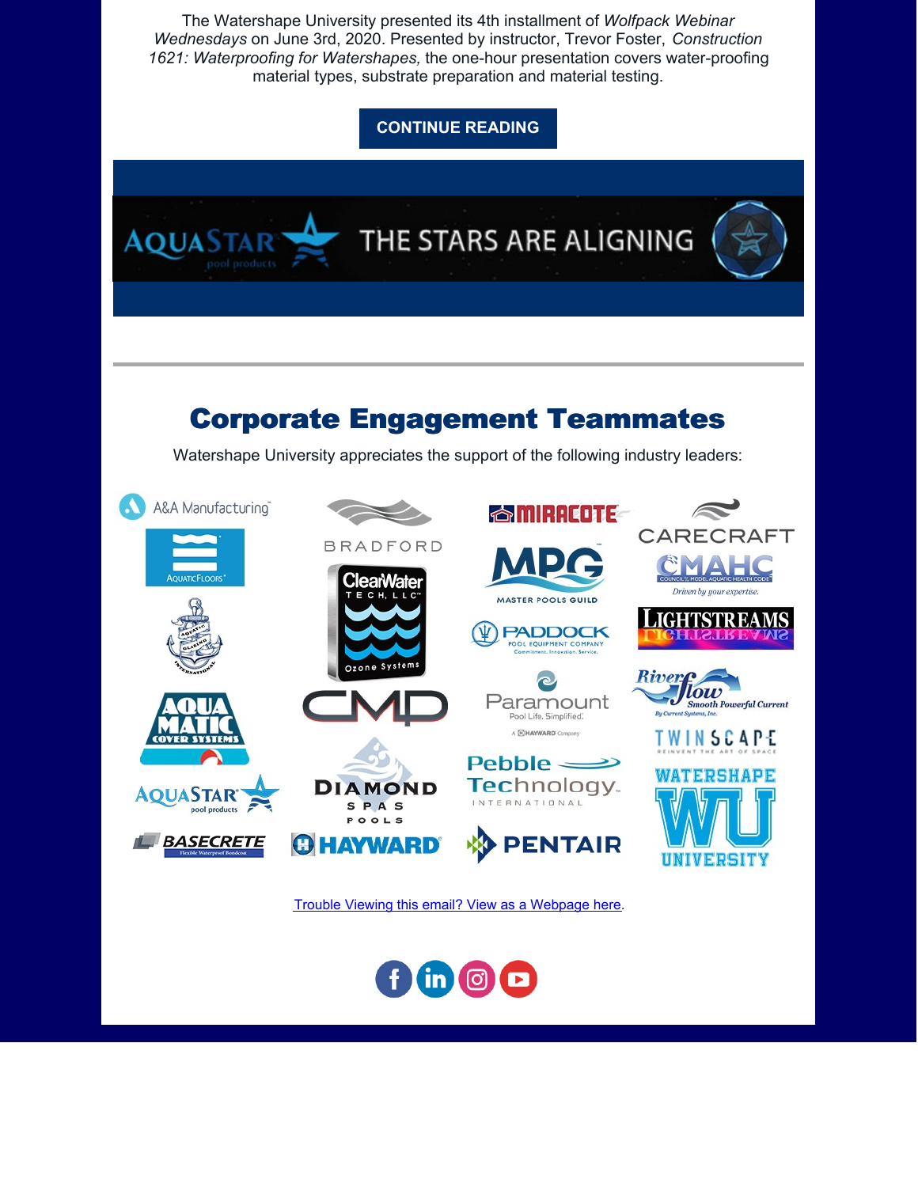The Watershape University presented its 4th installment of *Wolfpack Webinar Wednesdays* on June 3rd, 2020. Presented by instructor, Trevor Foster, *Construction 1621: Waterproofing for Watershapes,* the one-hour presentation covers water-proofing material types, substrate preparation and material testing.

**CONTINUE READING**

## Corporate Engagement Teammates

Watershape University appreciates the support of the following industry leaders:

Trouble Viewing this email? View as a Webpage here.